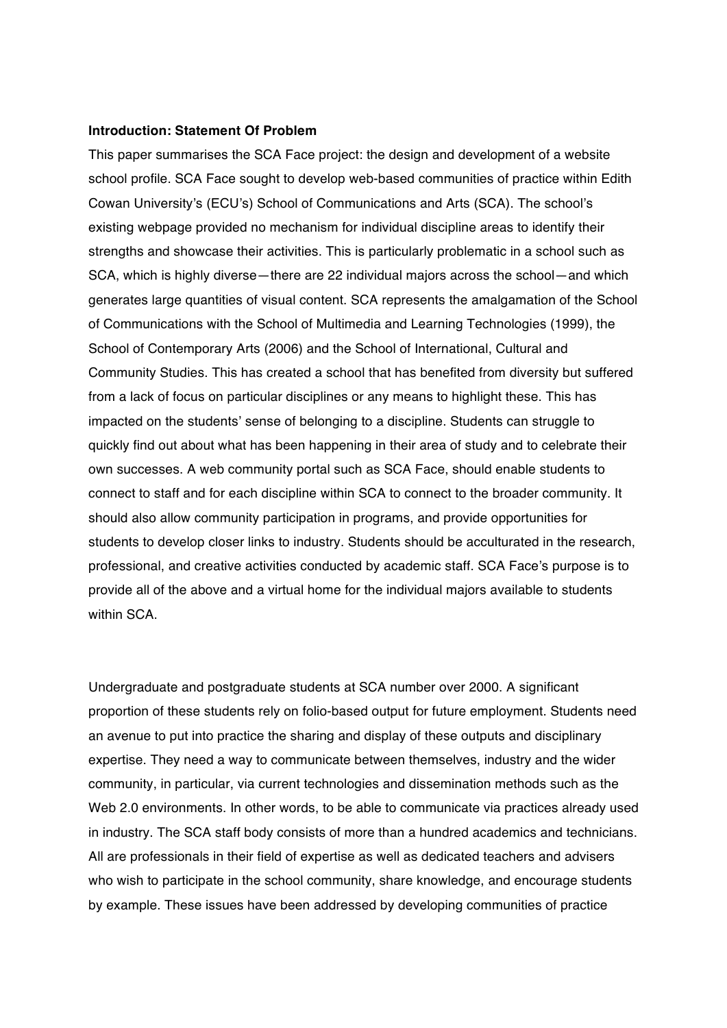**Introduction: Statement Of Problem**

This paper summarises the SCA Face project: the design and development of a website school profile. SCA Face sought to develop web-based communities of practice within Edith Cowan University's (ECU's) School of Communications and Arts (SCA). The school's existing webpage provided no mechanism for individual discipline areas to identify their strengths and showcase their activities. This is particularly problematic in a school such as SCA, which is highly diverse—there are 22 individual majors across the school—and which generates large quantities of visual content. SCA represents the amalgamation of the School of Communications with the School of Multimedia and Learning Technologies (1999), the School of Contemporary Arts (2006) and the School of International, Cultural and Community Studies. This has created a school that has benefited from diversity but suffered from a lack of focus on particular disciplines or any means to highlight these. This has impacted on the students' sense of belonging to a discipline. Students can struggle to quickly find out about what has been happening in their area of study and to celebrate their own successes. A web community portal such as SCA Face, should enable students to connect to staff and for each discipline within SCA to connect to the broader community. It should also allow community participation in programs, and provide opportunities for students to develop closer links to industry. Students should be acculturated in the research, professional, and creative activities conducted by academic staff. SCA Face's purpose is to provide all of the above and a virtual home for the individual majors available to students within SCA.

Undergraduate and postgraduate students at SCA number over 2000. A significant proportion of these students rely on folio-based output for future employment. Students need an avenue to put into practice the sharing and display of these outputs and disciplinary expertise. They need a way to communicate between themselves, industry and the wider community, in particular, via current technologies and dissemination methods such as the Web 2.0 environments. In other words, to be able to communicate via practices already used in industry. The SCA staff body consists of more than a hundred academics and technicians. All are professionals in their field of expertise as well as dedicated teachers and advisers who wish to participate in the school community, share knowledge, and encourage students by example. These issues have been addressed by developing communities of practice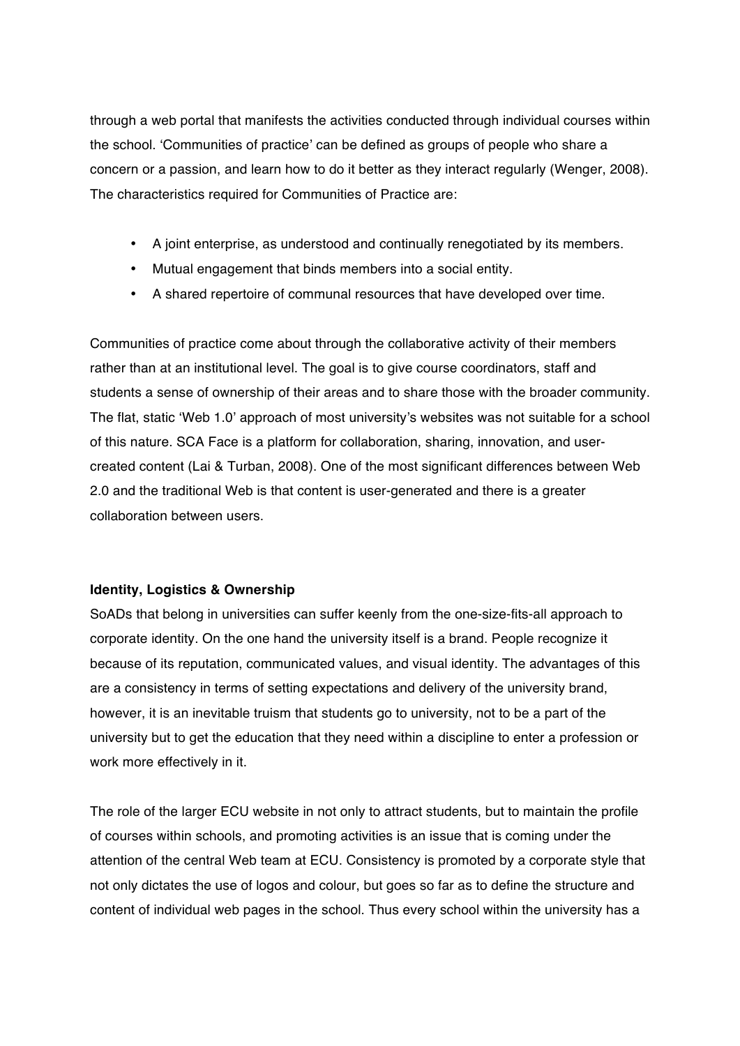through a web portal that manifests the activities conducted through individual courses within the school. 'Communities of practice' can be defined as groups of people who share a concern or a passion, and learn how to do it better as they interact regularly (Wenger, 2008). The characteristics required for Communities of Practice are:

- A joint enterprise, as understood and continually renegotiated by its members.
- Mutual engagement that binds members into a social entity.
- A shared repertoire of communal resources that have developed over time.

Communities of practice come about through the collaborative activity of their members rather than at an institutional level. The goal is to give course coordinators, staff and students a sense of ownership of their areas and to share those with the broader community. The flat, static 'Web 1.0' approach of most university's websites was not suitable for a school of this nature. SCA Face is a platform for collaboration, sharing, innovation, and user-created content (Lai & Turban, 2008). One of the most significant differences between Web 2.0 and the traditional Web is that content is user-generated and there is a greater collaboration between users.

**Identity, Logistics & Ownership**

SoADs that belong in universities can suffer keenly from the one-size-fits-all approach to corporate identity. On the one hand the university itself is a brand. People recognize it because of its reputation, communicated values, and visual identity. The advantages of this are a consistency in terms of setting expectations and delivery of the university brand, however, it is an inevitable truism that students go to university, not to be a part of the university but to get the education that they need within a discipline to enter a profession or work more effectively in it.

The role of the larger ECU website in not only to attract students, but to maintain the profile of courses within schools, and promoting activities is an issue that is coming under the attention of the central Web team at ECU. Consistency is promoted by a corporate style that not only dictates the use of logos and colour, but goes so far as to define the structure and content of individual web pages in the school. Thus every school within the university has a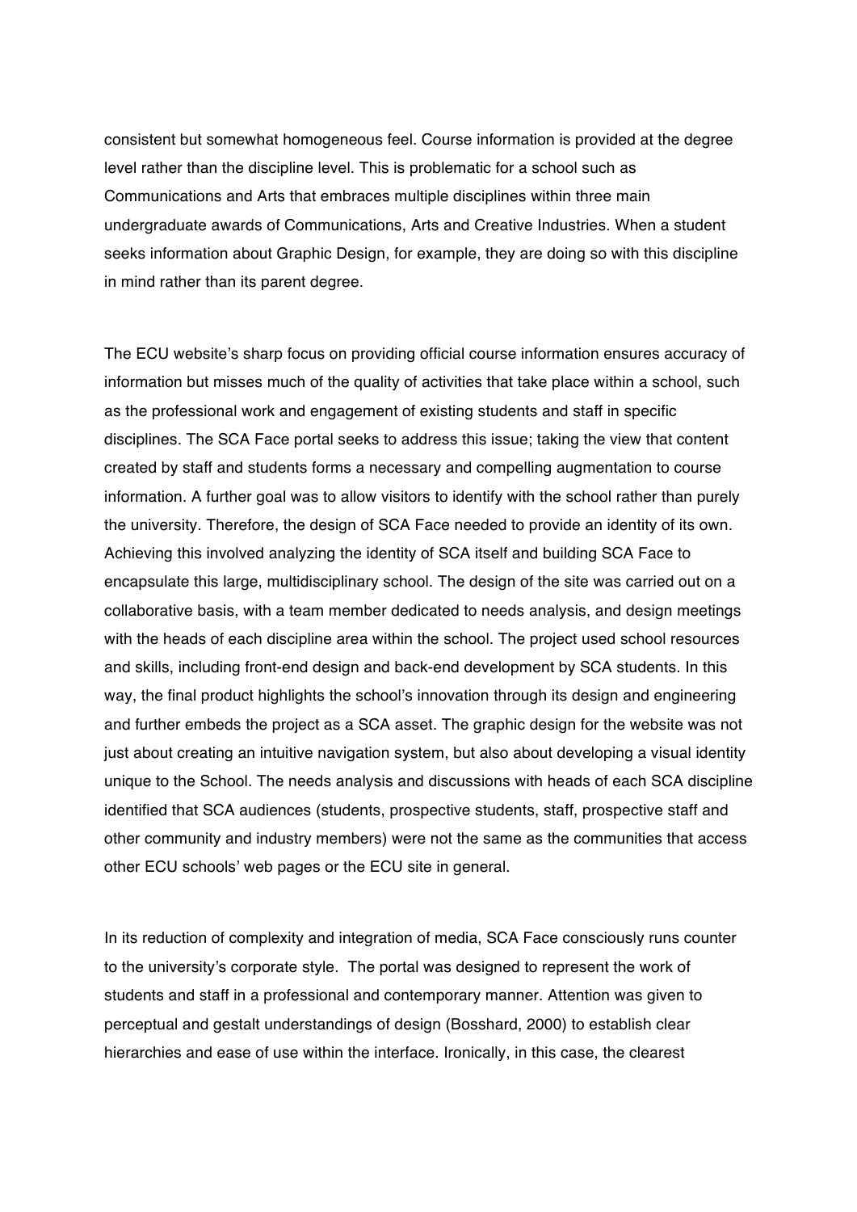consistent but somewhat homogeneous feel. Course information is provided at the degree level rather than the discipline level. This is problematic for a school such as Communications and Arts that embraces multiple disciplines within three main undergraduate awards of Communications, Arts and Creative Industries. When a student seeks information about Graphic Design, for example, they are doing so with this discipline in mind rather than its parent degree.

The ECU website's sharp focus on providing official course information ensures accuracy of information but misses much of the quality of activities that take place within a school, such as the professional work and engagement of existing students and staff in specific disciplines. The SCA Face portal seeks to address this issue; taking the view that content created by staff and students forms a necessary and compelling augmentation to course information. A further goal was to allow visitors to identify with the school rather than purely the university. Therefore, the design of SCA Face needed to provide an identity of its own. Achieving this involved analyzing the identity of SCA itself and building SCA Face to encapsulate this large, multidisciplinary school. The design of the site was carried out on a collaborative basis, with a team member dedicated to needs analysis, and design meetings with the heads of each discipline area within the school. The project used school resources and skills, including front-end design and back-end development by SCA students. In this way, the final product highlights the school's innovation through its design and engineering and further embeds the project as a SCA asset. The graphic design for the website was not just about creating an intuitive navigation system, but also about developing a visual identity unique to the School. The needs analysis and discussions with heads of each SCA discipline identified that SCA audiences (students, prospective students, staff, prospective staff and other community and industry members) were not the same as the communities that access other ECU schools' web pages or the ECU site in general.

In its reduction of complexity and integration of media, SCA Face consciously runs counter to the university's corporate style. The portal was designed to represent the work of students and staff in a professional and contemporary manner. Attention was given to perceptual and gestalt understandings of design (Bosshard, 2000) to establish clear hierarchies and ease of use within the interface. Ironically, in this case, the clearest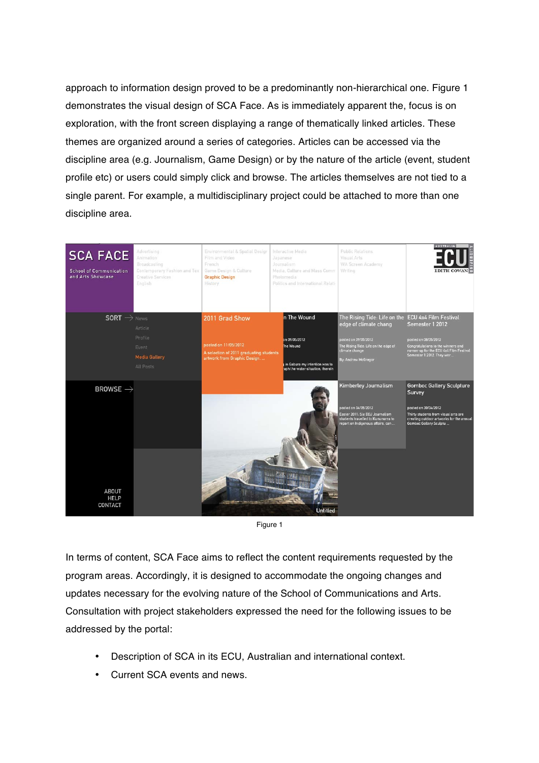approach to information design proved to be a predominantly non-hierarchical one. Figure 1 demonstrates the visual design of SCA Face. As is immediately apparent the, focus is on exploration, with the front screen displaying a range of thematically linked articles. These themes are organized around a series of categories. Articles can be accessed via the discipline area (e.g. Journalism, Game Design) or by the nature of the article (event, student profile etc) or users could simply click and browse. The articles themselves are not tied to a single parent. For example, a multidisciplinary project could be attached to more than one discipline area.

Figure 1

In terms of content, SCA Face aims to reflect the content requirements requested by the program areas. Accordingly, it is designed to accommodate the ongoing changes and updates necessary for the evolving nature of the School of Communications and Arts. Consultation with project stakeholders expressed the need for the following issues to be addressed by the portal:

- Description of SCA in its ECU, Australian and international context.
- Current SCA events and news.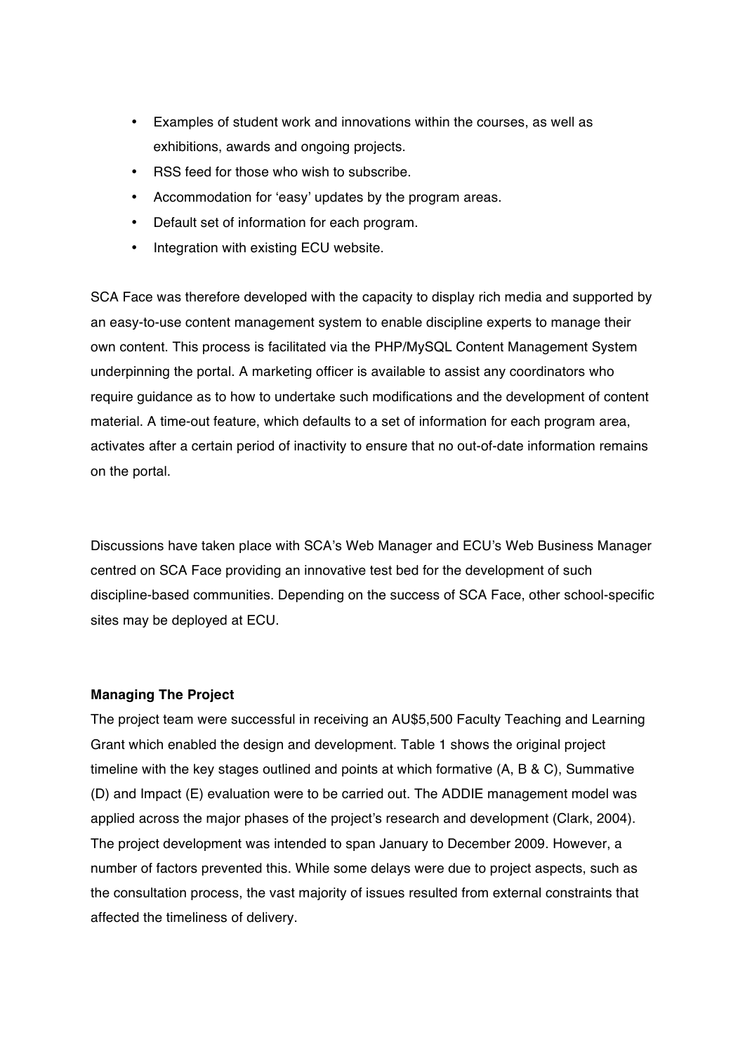- Examples of student work and innovations within the courses, as well as exhibitions, awards and ongoing projects.
- RSS feed for those who wish to subscribe.
- Accommodation for 'easy' updates by the program areas.
- Default set of information for each program.
- Integration with existing ECU website.

SCA Face was therefore developed with the capacity to display rich media and supported by an easy-to-use content management system to enable discipline experts to manage their own content. This process is facilitated via the PHP/MySQL Content Management System underpinning the portal. A marketing officer is available to assist any coordinators who require guidance as to how to undertake such modifications and the development of content material. A time-out feature, which defaults to a set of information for each program area, activates after a certain period of inactivity to ensure that no out-of-date information remains on the portal.

Discussions have taken place with SCA's Web Manager and ECU's Web Business Manager centred on SCA Face providing an innovative test bed for the development of such discipline-based communities. Depending on the success of SCA Face, other school-specific sites may be deployed at ECU.

**Managing The Project**

The project team were successful in receiving an AU$5,500 Faculty Teaching and Learning Grant which enabled the design and development. Table 1 shows the original project timeline with the key stages outlined and points at which formative (A, B & C), Summative (D) and Impact (E) evaluation were to be carried out. The ADDIE management model was applied across the major phases of the project's research and development (Clark, 2004). The project development was intended to span January to December 2009. However, a number of factors prevented this. While some delays were due to project aspects, such as the consultation process, the vast majority of issues resulted from external constraints that affected the timeliness of delivery.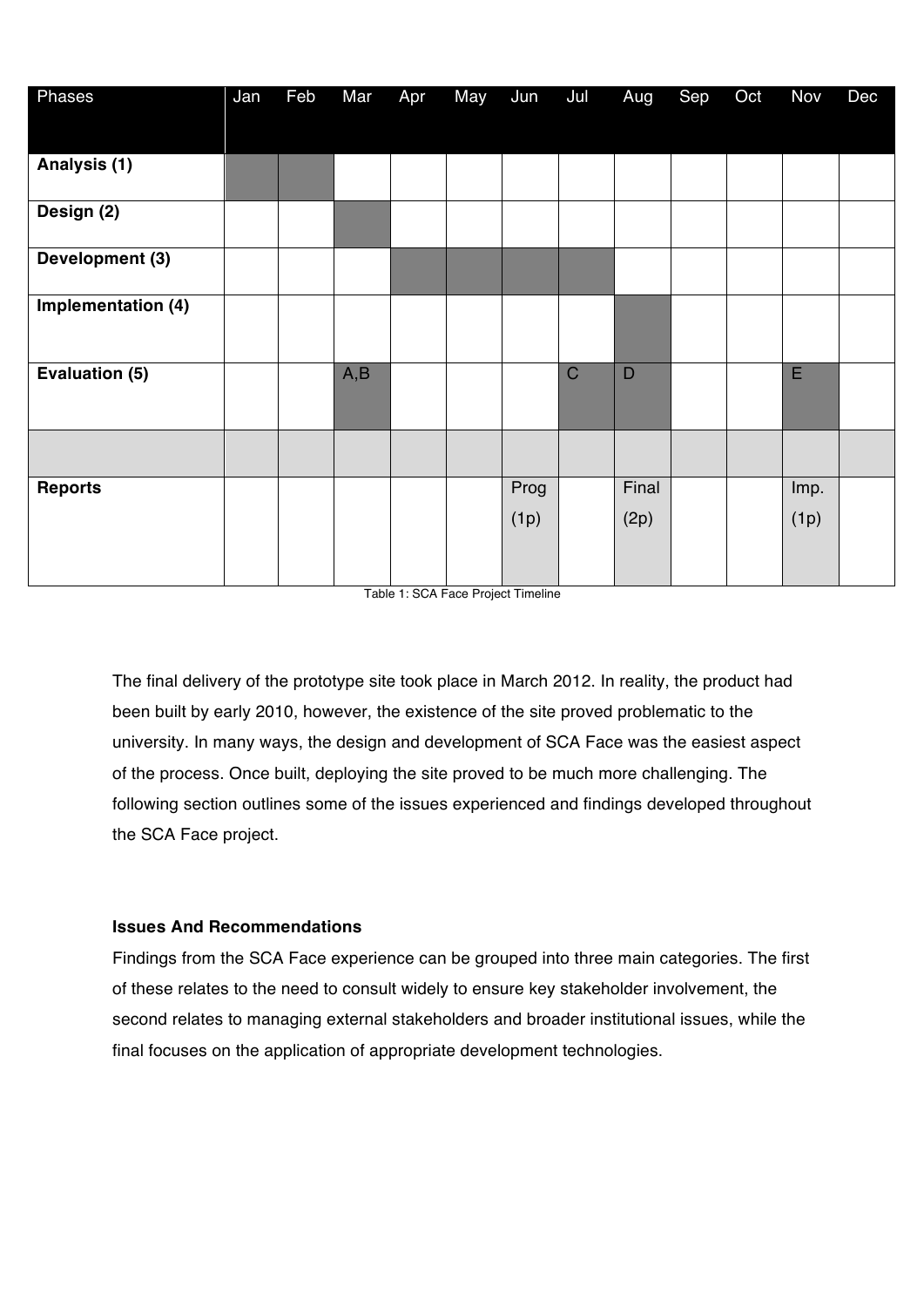| Phases | Jan | Feb | Mar | Apr | May | Jun | Jul | Aug | Sep | Oct | Nov | Dec |
|---|---|---|---|---|---|---|---|---|---|---|---|---|
| **Analysis (1)** | | | | | | | | | | | | |
| **Design (2)** | | | | | | | | | | | | |
| **Development (3)** | | | | | | | | | | | | |
| **Implementation (4)** | | | | | | | | | | | | |
| **Evaluation (5)** | | | A,B | | | | C | D | | | E | |
| | | | | | | | | | | | | |
| **Reports** | | | | | | Prog (1p) | | Final (2p) | | | Imp. (1p) | |

Table 1: SCA Face Project Timeline

The final delivery of the prototype site took place in March 2012. In reality, the product had been built by early 2010, however, the existence of the site proved problematic to the university. In many ways, the design and development of SCA Face was the easiest aspect of the process. Once built, deploying the site proved to be much more challenging. The following section outlines some of the issues experienced and findings developed throughout the SCA Face project.

**Issues And Recommendations**

Findings from the SCA Face experience can be grouped into three main categories. The first of these relates to the need to consult widely to ensure key stakeholder involvement, the second relates to managing external stakeholders and broader institutional issues, while the final focuses on the application of appropriate development technologies.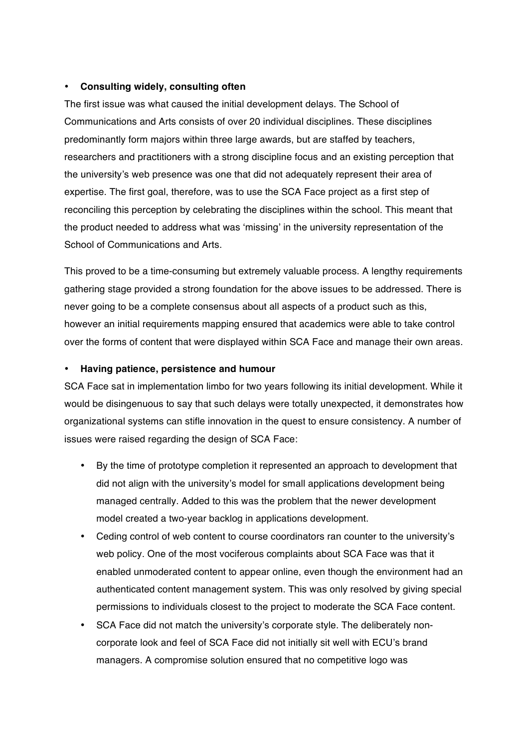- **Consulting widely, consulting often**

The first issue was what caused the initial development delays. The School of Communications and Arts consists of over 20 individual disciplines. These disciplines predominantly form majors within three large awards, but are staffed by teachers, researchers and practitioners with a strong discipline focus and an existing perception that the university's web presence was one that did not adequately represent their area of expertise. The first goal, therefore, was to use the SCA Face project as a first step of reconciling this perception by celebrating the disciplines within the school. This meant that the product needed to address what was 'missing' in the university representation of the School of Communications and Arts.

This proved to be a time-consuming but extremely valuable process. A lengthy requirements gathering stage provided a strong foundation for the above issues to be addressed. There is never going to be a complete consensus about all aspects of a product such as this, however an initial requirements mapping ensured that academics were able to take control over the forms of content that were displayed within SCA Face and manage their own areas.

- **Having patience, persistence and humour**

SCA Face sat in implementation limbo for two years following its initial development. While it would be disingenuous to say that such delays were totally unexpected, it demonstrates how organizational systems can stifle innovation in the quest to ensure consistency. A number of issues were raised regarding the design of SCA Face:

- By the time of prototype completion it represented an approach to development that did not align with the university's model for small applications development being managed centrally. Added to this was the problem that the newer development model created a two-year backlog in applications development.
- Ceding control of web content to course coordinators ran counter to the university's web policy. One of the most vociferous complaints about SCA Face was that it enabled unmoderated content to appear online, even though the environment had an authenticated content management system. This was only resolved by giving special permissions to individuals closest to the project to moderate the SCA Face content.
- SCA Face did not match the university's corporate style. The deliberately non-corporate look and feel of SCA Face did not initially sit well with ECU's brand managers. A compromise solution ensured that no competitive logo was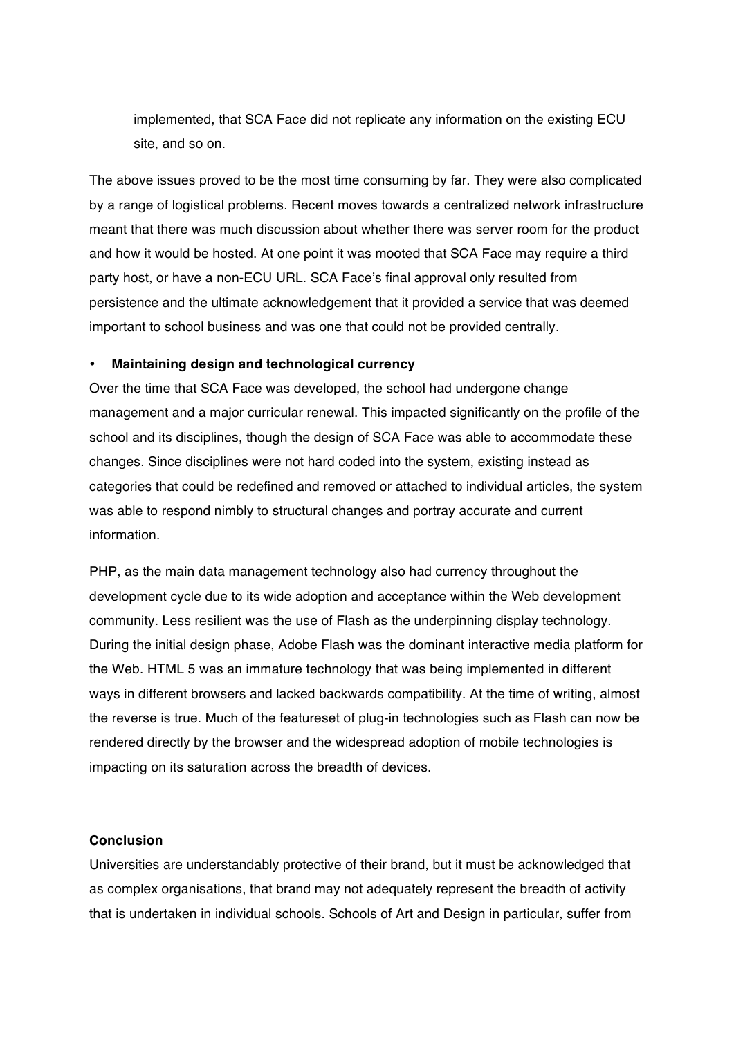implemented, that SCA Face did not replicate any information on the existing ECU site, and so on.

The above issues proved to be the most time consuming by far. They were also complicated by a range of logistical problems. Recent moves towards a centralized network infrastructure meant that there was much discussion about whether there was server room for the product and how it would be hosted. At one point it was mooted that SCA Face may require a third party host, or have a non-ECU URL. SCA Face's final approval only resulted from persistence and the ultimate acknowledgement that it provided a service that was deemed important to school business and was one that could not be provided centrally.

- **Maintaining design and technological currency**

Over the time that SCA Face was developed, the school had undergone change management and a major curricular renewal. This impacted significantly on the profile of the school and its disciplines, though the design of SCA Face was able to accommodate these changes. Since disciplines were not hard coded into the system, existing instead as categories that could be redefined and removed or attached to individual articles, the system was able to respond nimbly to structural changes and portray accurate and current information.

PHP, as the main data management technology also had currency throughout the development cycle due to its wide adoption and acceptance within the Web development community. Less resilient was the use of Flash as the underpinning display technology. During the initial design phase, Adobe Flash was the dominant interactive media platform for the Web. HTML 5 was an immature technology that was being implemented in different ways in different browsers and lacked backwards compatibility. At the time of writing, almost the reverse is true. Much of the featureset of plug-in technologies such as Flash can now be rendered directly by the browser and the widespread adoption of mobile technologies is impacting on its saturation across the breadth of devices.

**Conclusion**

Universities are understandably protective of their brand, but it must be acknowledged that as complex organisations, that brand may not adequately represent the breadth of activity that is undertaken in individual schools. Schools of Art and Design in particular, suffer from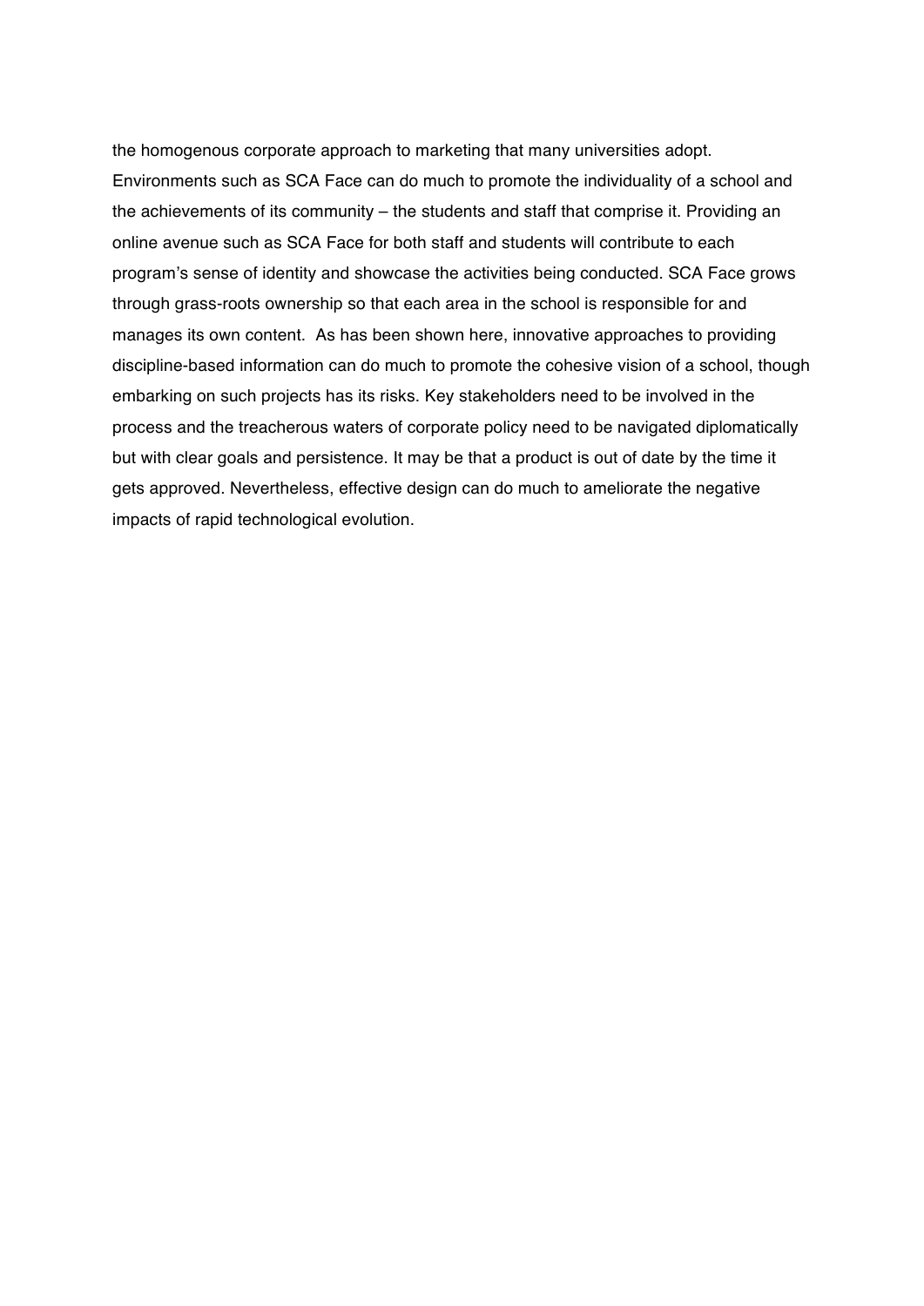the homogenous corporate approach to marketing that many universities adopt. Environments such as SCA Face can do much to promote the individuality of a school and the achievements of its community – the students and staff that comprise it. Providing an online avenue such as SCA Face for both staff and students will contribute to each program's sense of identity and showcase the activities being conducted. SCA Face grows through grass-roots ownership so that each area in the school is responsible for and manages its own content. As has been shown here, innovative approaches to providing discipline-based information can do much to promote the cohesive vision of a school, though embarking on such projects has its risks. Key stakeholders need to be involved in the process and the treacherous waters of corporate policy need to be navigated diplomatically but with clear goals and persistence. It may be that a product is out of date by the time it gets approved. Nevertheless, effective design can do much to ameliorate the negative impacts of rapid technological evolution.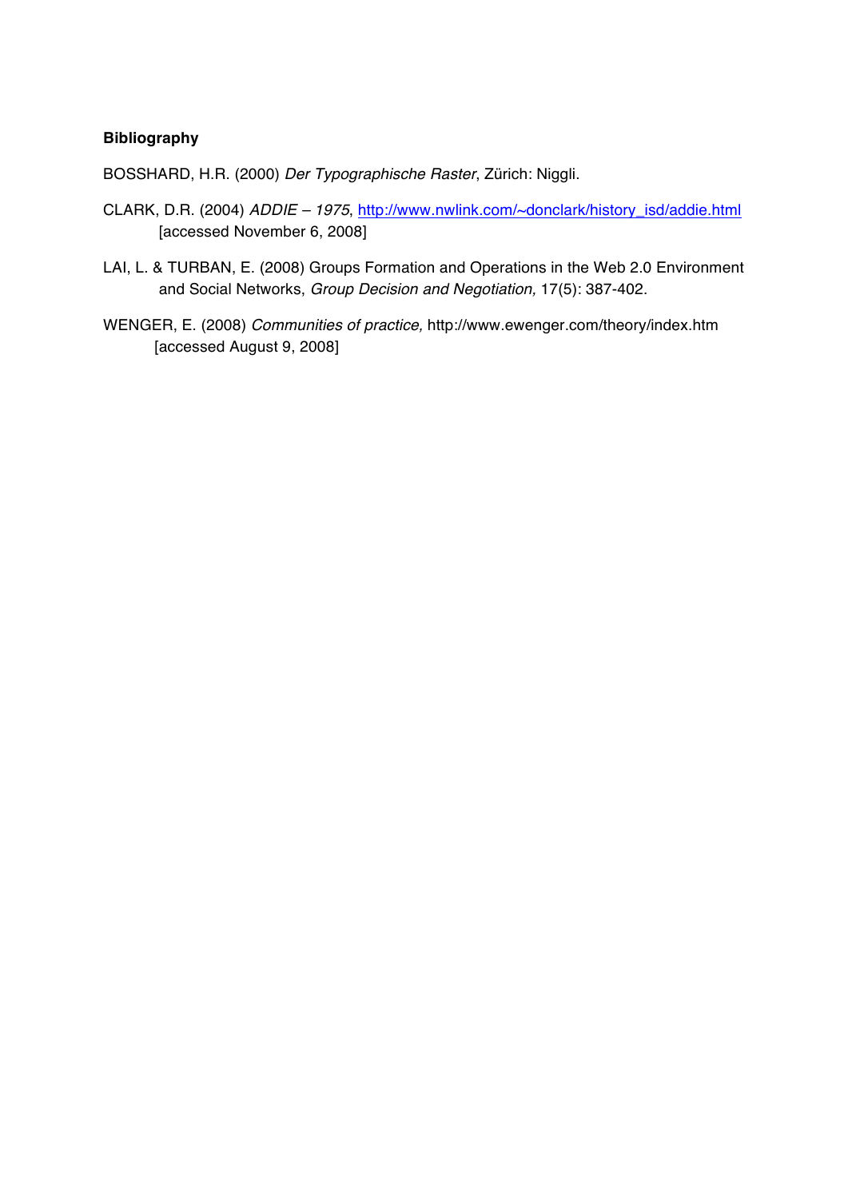**Bibliography**

BOSSHARD, H.R. (2000) *Der Typographische Raster*, Zürich: Niggli.

CLARK, D.R. (2004) *ADDIE – 1975*, http://www.nwlink.com/~donclark/history_isd/addie.html [accessed November 6, 2008]

LAI, L. & TURBAN, E. (2008) Groups Formation and Operations in the Web 2.0 Environment and Social Networks, *Group Decision and Negotiation,* 17(5): 387-402.

WENGER, E. (2008) *Communities of practice,* http://www.ewenger.com/theory/index.htm [accessed August 9, 2008]